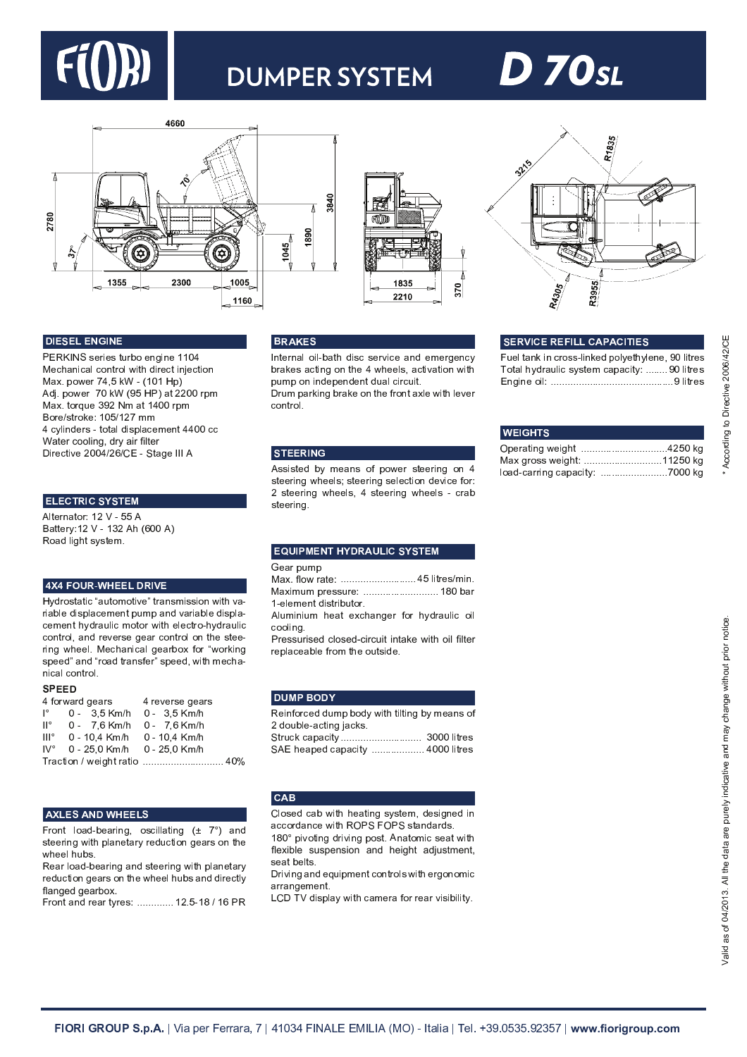# FIORI DUMPER SYSTEM D 70SL

## DIESEL ENGINE

PERKINS series turbo engine 1104
Mechanical control with direct injection
Max. power 74,5 kW - (101 Hp)
Adj. power 70 kW (95 HP) at 2200 rpm
Max. torque 392 Nm at 1400 rpm
Bore/stroke: 105/127 mm
4 cylinders - total displacement 4400 cc
Water cooling, dry air filter
Directive 2004/26/CE - Stage III A

## ELECTRIC SYSTEM

Alternator: 12 V - 55 A
Battery:12 V - 132 Ah (600 A)
Road light system.

## 4X4 FOUR-WHEEL DRIVE

Hydrostatic "automotive" transmission with variable displacement pump and variable displacement hydraulic motor with electro-hydraulic control, and reverse gear control on the steering wheel. Mechanical gearbox for "working speed" and "road transfer" speed, with mechanical control.

### SPEED

| | 4 forward gears | 4 reverse gears |
|---|---|---|
| I° | 0 - 3,5 Km/h | 0 - 3,5 Km/h |
| II° | 0 - 7,6 Km/h | 0 - 7,6 Km/h |
| III° | 0 - 10,4 Km/h | 0 - 10,4 Km/h |
| IV° | 0 - 25,0 Km/h | 0 - 25,0 Km/h |

Traction / weight ratio ............................ 40%

## AXLES AND WHEELS

Front load-bearing, oscillating (± 7°) and steering with planetary reduction gears on the wheel hubs.
Rear load-bearing and steering with planetary reduction gears on the wheel hubs and directly flanged gearbox.
Front and rear tyres: ............ 12.5-18 / 16 PR

## BRAKES

Internal oil-bath disc service and emergency brakes acting on the 4 wheels, activation with pump on independent dual circuit.
Drum parking brake on the front axle with lever control.

## STEERING

Assisted by means of power steering on 4 steering wheels; steering selection device for: 2 steering wheels, 4 steering wheels - crab steering.

## EQUIPMENT HYDRAULIC SYSTEM

Gear pump
Max. flow rate: ............................ 45 litres/min.
Maximum pressure: ............................ 180 bar
1-element distributor.
Aluminium heat exchanger for hydraulic oil cooling.
Pressurised closed-circuit intake with oil filter replaceable from the outside.

## DUMP BODY

Reinforced dump body with tilting by means of 2 double-acting jacks.
Struck capacity .............................. 3000 litres
SAE heaped capacity .................. 4000 litres

## CAB

Closed cab with heating system, designed in accordance with ROPS FOPS standards.
180° pivoting driving post. Anatomic seat with flexible suspension and height adjustment, seat belts.
Driving and equipment controls with ergonomic arrangement.
LCD TV display with camera for rear visibility.

## SERVICE REFILL CAPACITIES

Fuel tank in cross-linked polyethylene, 90 litres
Total hydraulic system capacity: ........ 90 litres
Engine oil: ........................................... 9 litres

## WEIGHTS

Operating weight ............................... 4250 kg
Max gross weight: ............................. 11250 kg
load-carring capacity: ......................... 7000 kg

\* According to Directive 2006/42/CE

Valid as of 04/2013. All the data are purely indicative and may change without prior notice.

**FIORI GROUP S.p.A.** | Via per Ferrara, 7 | 41034 FINALE EMILIA (MO) - Italia | Tel. +39.0535.92357 | **www.fiorigroup.com**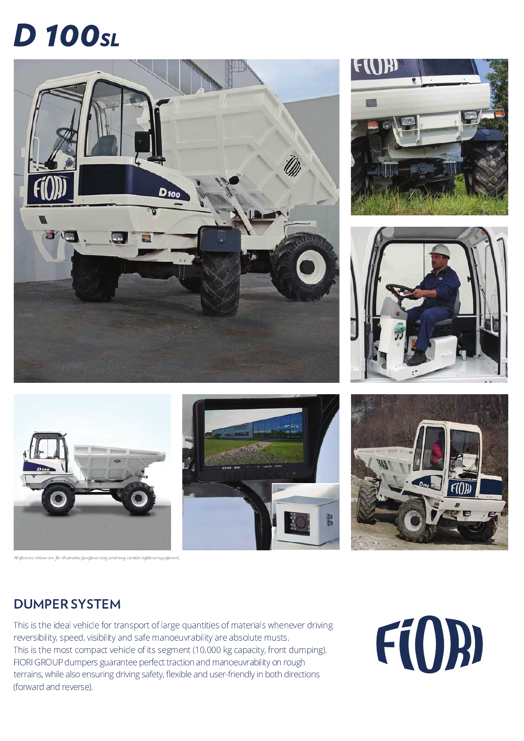# D 100SL

*All pictures shown are for illustrative purposes only and may contain optional equipment.*

## DUMPER SYSTEM

This is the ideal vehicle for transport of large quantities of materials whenever driving reversibility, speed, visibility and safe manoeuvrability are absolute musts.
This is the most compact vehicle of its segment (10,000 kg capacity, front dumping).
FIORI GROUP dumpers guarantee perfect traction and manoeuvrability on rough terrains, while also ensuring driving safety, flexible and user-friendly in both directions (forward and reverse).

FIORI